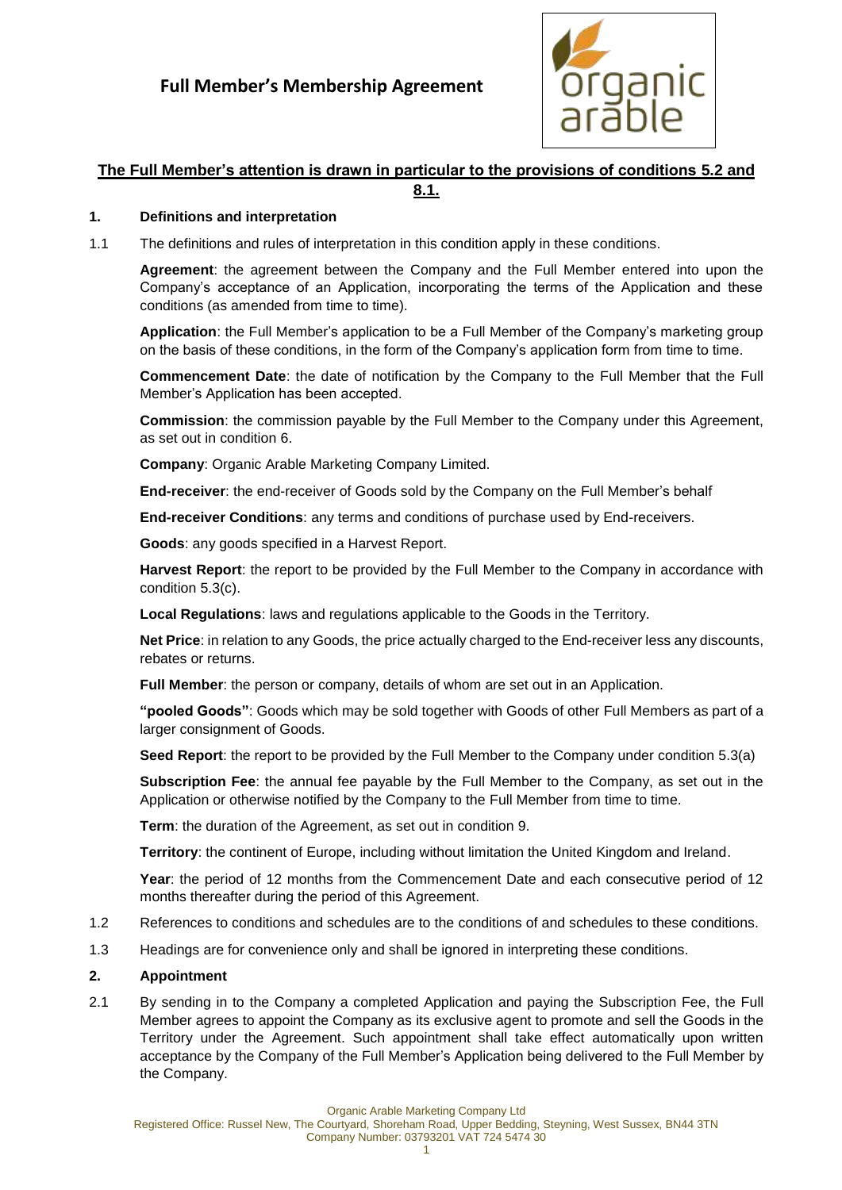# Full Member's Membership Agreement

**The Full Member's attention is drawn in particular to the provisions of conditions 5.2 and 8.1.**

## 1. Definitions and interpretation

1.1 The definitions and rules of interpretation in this condition apply in these conditions.

**Agreement**: the agreement between the Company and the Full Member entered into upon the Company's acceptance of an Application, incorporating the terms of the Application and these conditions (as amended from time to time).

**Application**: the Full Member's application to be a Full Member of the Company's marketing group on the basis of these conditions, in the form of the Company's application form from time to time.

**Commencement Date**: the date of notification by the Company to the Full Member that the Full Member's Application has been accepted.

**Commission**: the commission payable by the Full Member to the Company under this Agreement, as set out in condition 6.

**Company**: Organic Arable Marketing Company Limited.

**End-receiver**: the end-receiver of Goods sold by the Company on the Full Member's behalf

**End-receiver Conditions**: any terms and conditions of purchase used by End-receivers.

**Goods**: any goods specified in a Harvest Report.

**Harvest Report**: the report to be provided by the Full Member to the Company in accordance with condition 5.3(c).

**Local Regulations**: laws and regulations applicable to the Goods in the Territory.

**Net Price**: in relation to any Goods, the price actually charged to the End-receiver less any discounts, rebates or returns.

**Full Member**: the person or company, details of whom are set out in an Application.

**"pooled Goods"**: Goods which may be sold together with Goods of other Full Members as part of a larger consignment of Goods.

**Seed Report**: the report to be provided by the Full Member to the Company under condition 5.3(a)

**Subscription Fee**: the annual fee payable by the Full Member to the Company, as set out in the Application or otherwise notified by the Company to the Full Member from time to time.

**Term**: the duration of the Agreement, as set out in condition 9.

**Territory**: the continent of Europe, including without limitation the United Kingdom and Ireland.

**Year**: the period of 12 months from the Commencement Date and each consecutive period of 12 months thereafter during the period of this Agreement.

1.2 References to conditions and schedules are to the conditions of and schedules to these conditions.

1.3 Headings are for convenience only and shall be ignored in interpreting these conditions.

## 2. Appointment

2.1 By sending in to the Company a completed Application and paying the Subscription Fee, the Full Member agrees to appoint the Company as its exclusive agent to promote and sell the Goods in the Territory under the Agreement. Such appointment shall take effect automatically upon written acceptance by the Company of the Full Member's Application being delivered to the Full Member by the Company.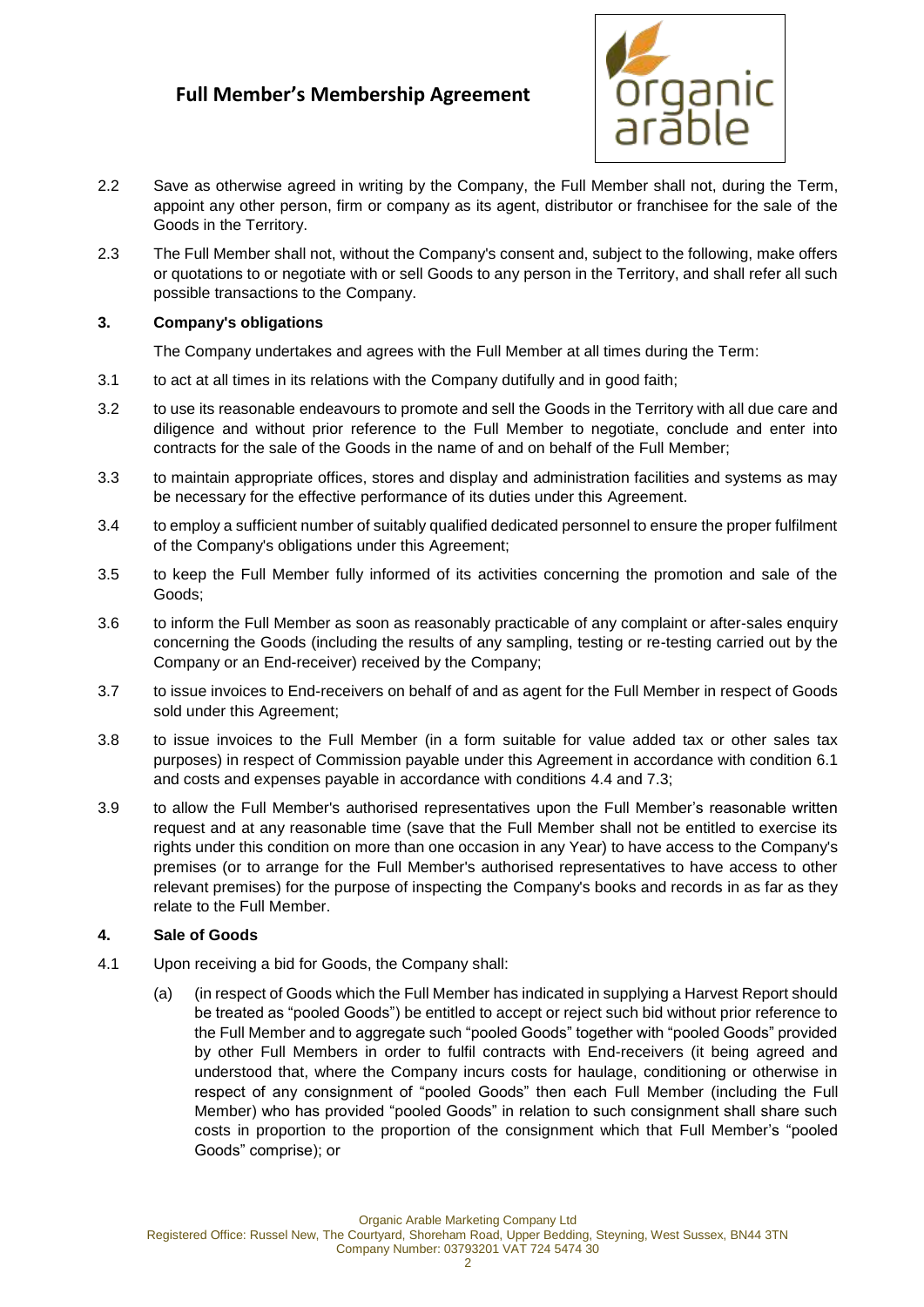2.2 Save as otherwise agreed in writing by the Company, the Full Member shall not, during the Term, appoint any other person, firm or company as its agent, distributor or franchisee for the sale of the Goods in the Territory.

2.3 The Full Member shall not, without the Company's consent and, subject to the following, make offers or quotations to or negotiate with or sell Goods to any person in the Territory, and shall refer all such possible transactions to the Company.

**3. Company's obligations**

The Company undertakes and agrees with the Full Member at all times during the Term:

3.1 to act at all times in its relations with the Company dutifully and in good faith;

3.2 to use its reasonable endeavours to promote and sell the Goods in the Territory with all due care and diligence and without prior reference to the Full Member to negotiate, conclude and enter into contracts for the sale of the Goods in the name of and on behalf of the Full Member;

3.3 to maintain appropriate offices, stores and display and administration facilities and systems as may be necessary for the effective performance of its duties under this Agreement.

3.4 to employ a sufficient number of suitably qualified dedicated personnel to ensure the proper fulfilment of the Company's obligations under this Agreement;

3.5 to keep the Full Member fully informed of its activities concerning the promotion and sale of the Goods;

3.6 to inform the Full Member as soon as reasonably practicable of any complaint or after-sales enquiry concerning the Goods (including the results of any sampling, testing or re-testing carried out by the Company or an End-receiver) received by the Company;

3.7 to issue invoices to End-receivers on behalf of and as agent for the Full Member in respect of Goods sold under this Agreement;

3.8 to issue invoices to the Full Member (in a form suitable for value added tax or other sales tax purposes) in respect of Commission payable under this Agreement in accordance with condition 6.1 and costs and expenses payable in accordance with conditions 4.4 and 7.3;

3.9 to allow the Full Member's authorised representatives upon the Full Member's reasonable written request and at any reasonable time (save that the Full Member shall not be entitled to exercise its rights under this condition on more than one occasion in any Year) to have access to the Company's premises (or to arrange for the Full Member's authorised representatives to have access to other relevant premises) for the purpose of inspecting the Company's books and records in as far as they relate to the Full Member.

**4. Sale of Goods**

4.1 Upon receiving a bid for Goods, the Company shall:

(a) (in respect of Goods which the Full Member has indicated in supplying a Harvest Report should be treated as "pooled Goods") be entitled to accept or reject such bid without prior reference to the Full Member and to aggregate such "pooled Goods" together with "pooled Goods" provided by other Full Members in order to fulfil contracts with End-receivers (it being agreed and understood that, where the Company incurs costs for haulage, conditioning or otherwise in respect of any consignment of "pooled Goods" then each Full Member (including the Full Member) who has provided "pooled Goods" in relation to such consignment shall share such costs in proportion to the proportion of the consignment which that Full Member's "pooled Goods" comprise); or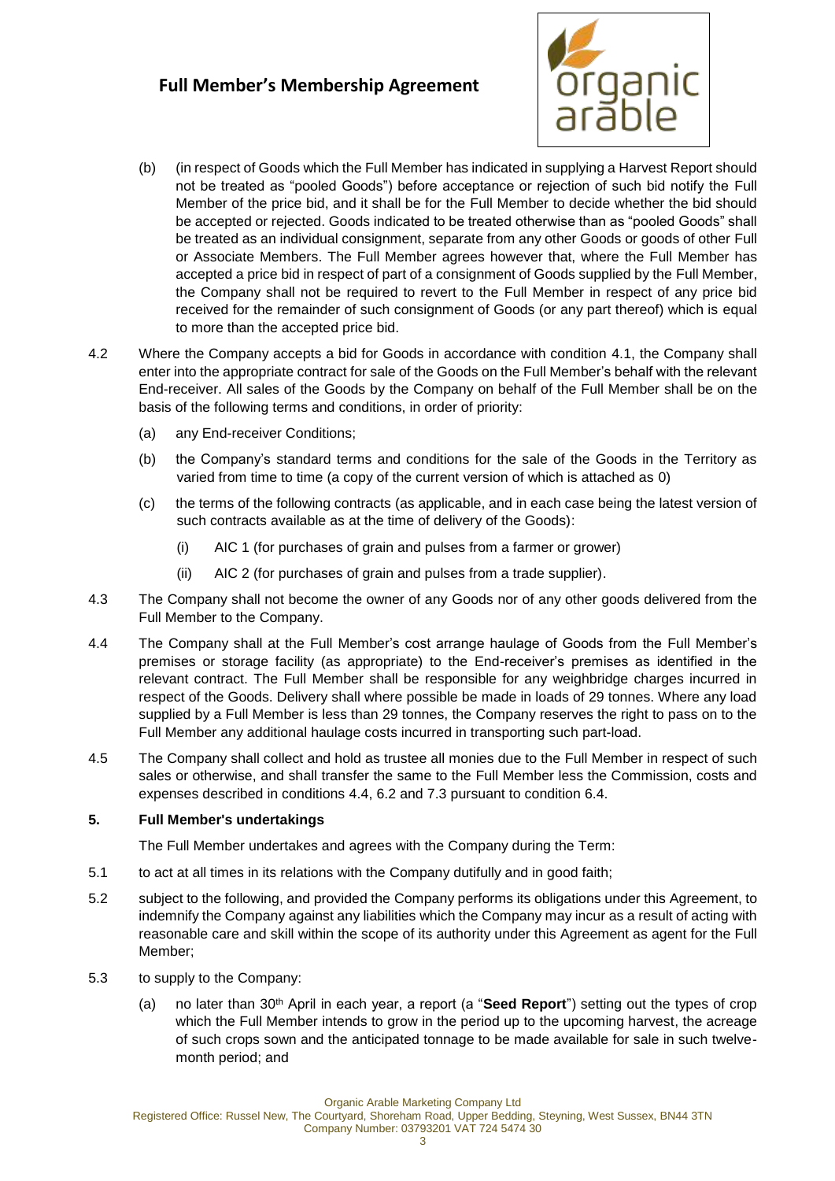(b) (in respect of Goods which the Full Member has indicated in supplying a Harvest Report should not be treated as "pooled Goods") before acceptance or rejection of such bid notify the Full Member of the price bid, and it shall be for the Full Member to decide whether the bid should be accepted or rejected. Goods indicated to be treated otherwise than as "pooled Goods" shall be treated as an individual consignment, separate from any other Goods or goods of other Full or Associate Members. The Full Member agrees however that, where the Full Member has accepted a price bid in respect of part of a consignment of Goods supplied by the Full Member, the Company shall not be required to revert to the Full Member in respect of any price bid received for the remainder of such consignment of Goods (or any part thereof) which is equal to more than the accepted price bid.

4.2 Where the Company accepts a bid for Goods in accordance with condition 4.1, the Company shall enter into the appropriate contract for sale of the Goods on the Full Member's behalf with the relevant End-receiver. All sales of the Goods by the Company on behalf of the Full Member shall be on the basis of the following terms and conditions, in order of priority:

(a) any End-receiver Conditions;

(b) the Company's standard terms and conditions for the sale of the Goods in the Territory as varied from time to time (a copy of the current version of which is attached as 0)

(c) the terms of the following contracts (as applicable, and in each case being the latest version of such contracts available as at the time of delivery of the Goods):

(i) AIC 1 (for purchases of grain and pulses from a farmer or grower)

(ii) AIC 2 (for purchases of grain and pulses from a trade supplier).

4.3 The Company shall not become the owner of any Goods nor of any other goods delivered from the Full Member to the Company.

4.4 The Company shall at the Full Member's cost arrange haulage of Goods from the Full Member's premises or storage facility (as appropriate) to the End-receiver's premises as identified in the relevant contract. The Full Member shall be responsible for any weighbridge charges incurred in respect of the Goods. Delivery shall where possible be made in loads of 29 tonnes. Where any load supplied by a Full Member is less than 29 tonnes, the Company reserves the right to pass on to the Full Member any additional haulage costs incurred in transporting such part-load.

4.5 The Company shall collect and hold as trustee all monies due to the Full Member in respect of such sales or otherwise, and shall transfer the same to the Full Member less the Commission, costs and expenses described in conditions 4.4, 6.2 and 7.3 pursuant to condition 6.4.

### 5. Full Member's undertakings

The Full Member undertakes and agrees with the Company during the Term:

5.1 to act at all times in its relations with the Company dutifully and in good faith;

5.2 subject to the following, and provided the Company performs its obligations under this Agreement, to indemnify the Company against any liabilities which the Company may incur as a result of acting with reasonable care and skill within the scope of its authority under this Agreement as agent for the Full Member;

5.3 to supply to the Company:

(a) no later than 30th April in each year, a report (a "**Seed Report**") setting out the types of crop which the Full Member intends to grow in the period up to the upcoming harvest, the acreage of such crops sown and the anticipated tonnage to be made available for sale in such twelve-month period; and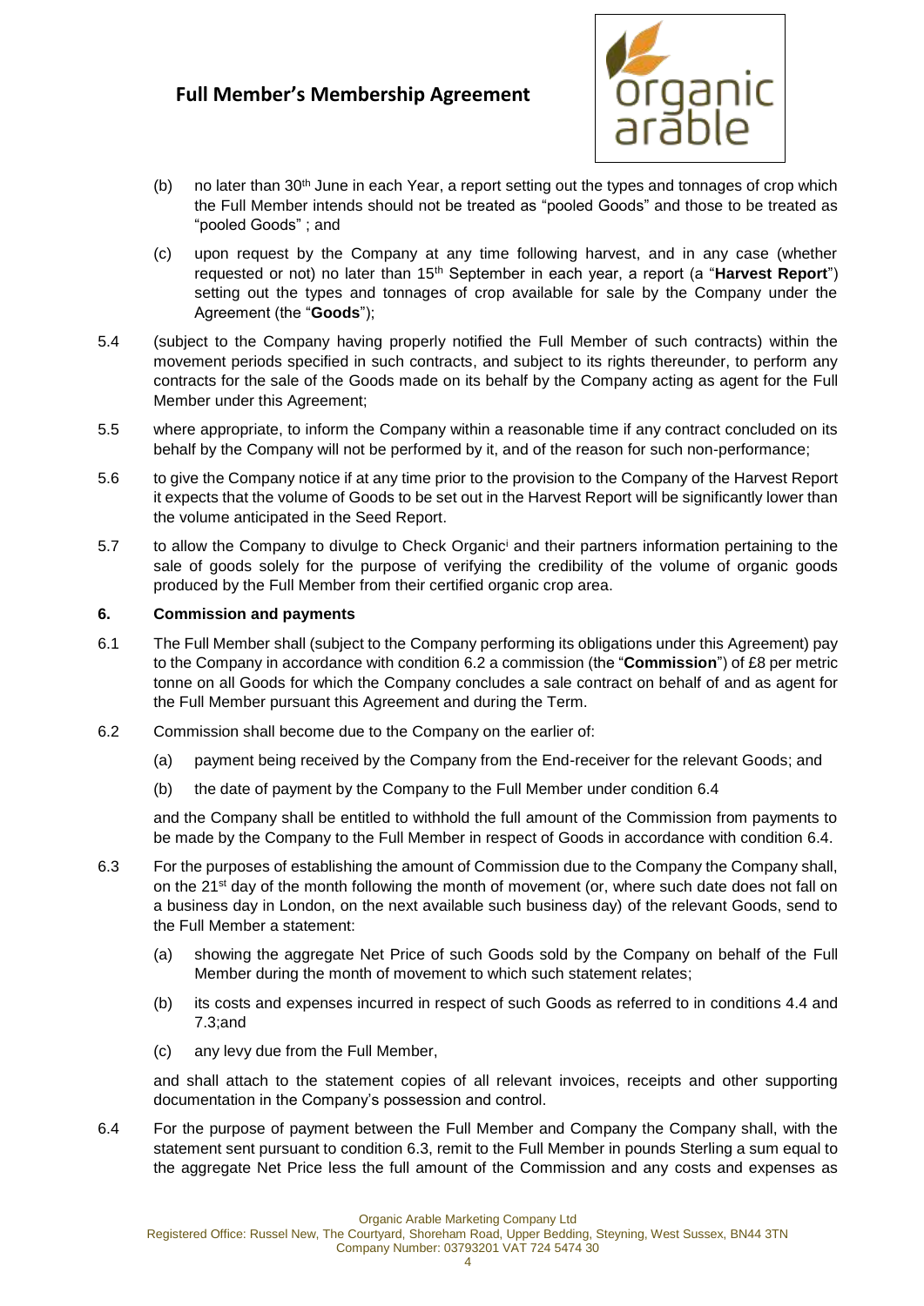(b) no later than 30th June in each Year, a report setting out the types and tonnages of crop which the Full Member intends should not be treated as "pooled Goods" and those to be treated as "pooled Goods" ; and

(c) upon request by the Company at any time following harvest, and in any case (whether requested or not) no later than 15th September in each year, a report (a "**Harvest Report**") setting out the types and tonnages of crop available for sale by the Company under the Agreement (the "**Goods**");

5.4 (subject to the Company having properly notified the Full Member of such contracts) within the movement periods specified in such contracts, and subject to its rights thereunder, to perform any contracts for the sale of the Goods made on its behalf by the Company acting as agent for the Full Member under this Agreement;

5.5 where appropriate, to inform the Company within a reasonable time if any contract concluded on its behalf by the Company will not be performed by it, and of the reason for such non-performance;

5.6 to give the Company notice if at any time prior to the provision to the Company of the Harvest Report it expects that the volume of Goods to be set out in the Harvest Report will be significantly lower than the volume anticipated in the Seed Report.

5.7 to allow the Company to divulge to Check Organic[i] and their partners information pertaining to the sale of goods solely for the purpose of verifying the credibility of the volume of organic goods produced by the Full Member from their certified organic crop area.

**6. Commission and payments**

6.1 The Full Member shall (subject to the Company performing its obligations under this Agreement) pay to the Company in accordance with condition 6.2 a commission (the "**Commission**") of £8 per metric tonne on all Goods for which the Company concludes a sale contract on behalf of and as agent for the Full Member pursuant this Agreement and during the Term.

6.2 Commission shall become due to the Company on the earlier of:

(a) payment being received by the Company from the End-receiver for the relevant Goods; and

(b) the date of payment by the Company to the Full Member under condition 6.4

and the Company shall be entitled to withhold the full amount of the Commission from payments to be made by the Company to the Full Member in respect of Goods in accordance with condition 6.4.

6.3 For the purposes of establishing the amount of Commission due to the Company the Company shall, on the 21st day of the month following the month of movement (or, where such date does not fall on a business day in London, on the next available such business day) of the relevant Goods, send to the Full Member a statement:

(a) showing the aggregate Net Price of such Goods sold by the Company on behalf of the Full Member during the month of movement to which such statement relates;

(b) its costs and expenses incurred in respect of such Goods as referred to in conditions 4.4 and 7.3;and

(c) any levy due from the Full Member,

and shall attach to the statement copies of all relevant invoices, receipts and other supporting documentation in the Company's possession and control.

6.4 For the purpose of payment between the Full Member and Company the Company shall, with the statement sent pursuant to condition 6.3, remit to the Full Member in pounds Sterling a sum equal to the aggregate Net Price less the full amount of the Commission and any costs and expenses as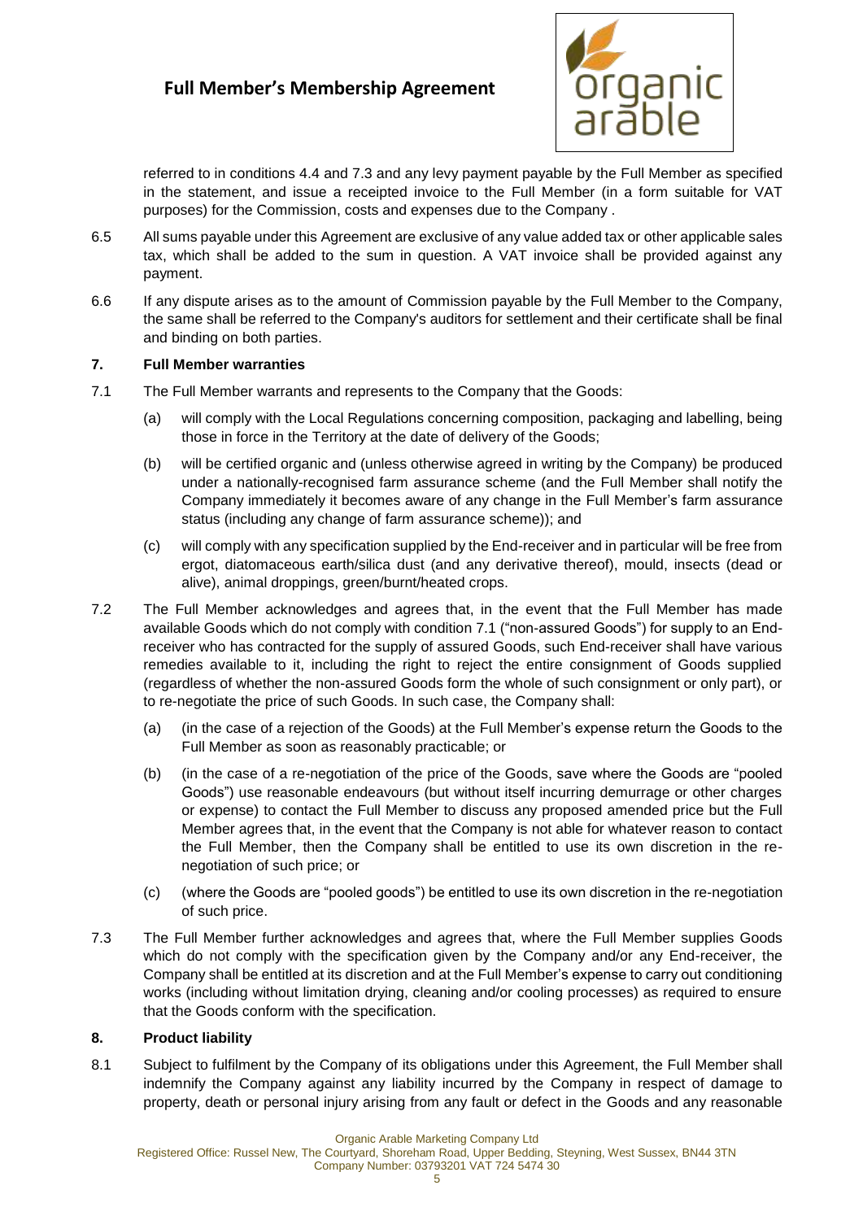referred to in conditions 4.4 and 7.3 and any levy payment payable by the Full Member as specified in the statement, and issue a receipted invoice to the Full Member (in a form suitable for VAT purposes) for the Commission, costs and expenses due to the Company .

6.5 All sums payable under this Agreement are exclusive of any value added tax or other applicable sales tax, which shall be added to the sum in question. A VAT invoice shall be provided against any payment.

6.6 If any dispute arises as to the amount of Commission payable by the Full Member to the Company, the same shall be referred to the Company's auditors for settlement and their certificate shall be final and binding on both parties.

**7. Full Member warranties**

7.1 The Full Member warrants and represents to the Company that the Goods:

(a) will comply with the Local Regulations concerning composition, packaging and labelling, being those in force in the Territory at the date of delivery of the Goods;

(b) will be certified organic and (unless otherwise agreed in writing by the Company) be produced under a nationally-recognised farm assurance scheme (and the Full Member shall notify the Company immediately it becomes aware of any change in the Full Member's farm assurance status (including any change of farm assurance scheme)); and

(c) will comply with any specification supplied by the End-receiver and in particular will be free from ergot, diatomaceous earth/silica dust (and any derivative thereof), mould, insects (dead or alive), animal droppings, green/burnt/heated crops.

7.2 The Full Member acknowledges and agrees that, in the event that the Full Member has made available Goods which do not comply with condition 7.1 ("non-assured Goods") for supply to an End-receiver who has contracted for the supply of assured Goods, such End-receiver shall have various remedies available to it, including the right to reject the entire consignment of Goods supplied (regardless of whether the non-assured Goods form the whole of such consignment or only part), or to re-negotiate the price of such Goods. In such case, the Company shall:

(a) (in the case of a rejection of the Goods) at the Full Member's expense return the Goods to the Full Member as soon as reasonably practicable; or

(b) (in the case of a re-negotiation of the price of the Goods, save where the Goods are "pooled Goods") use reasonable endeavours (but without itself incurring demurrage or other charges or expense) to contact the Full Member to discuss any proposed amended price but the Full Member agrees that, in the event that the Company is not able for whatever reason to contact the Full Member, then the Company shall be entitled to use its own discretion in the re-negotiation of such price; or

(c) (where the Goods are "pooled goods") be entitled to use its own discretion in the re-negotiation of such price.

7.3 The Full Member further acknowledges and agrees that, where the Full Member supplies Goods which do not comply with the specification given by the Company and/or any End-receiver, the Company shall be entitled at its discretion and at the Full Member's expense to carry out conditioning works (including without limitation drying, cleaning and/or cooling processes) as required to ensure that the Goods conform with the specification.

**8. Product liability**

8.1 Subject to fulfilment by the Company of its obligations under this Agreement, the Full Member shall indemnify the Company against any liability incurred by the Company in respect of damage to property, death or personal injury arising from any fault or defect in the Goods and any reasonable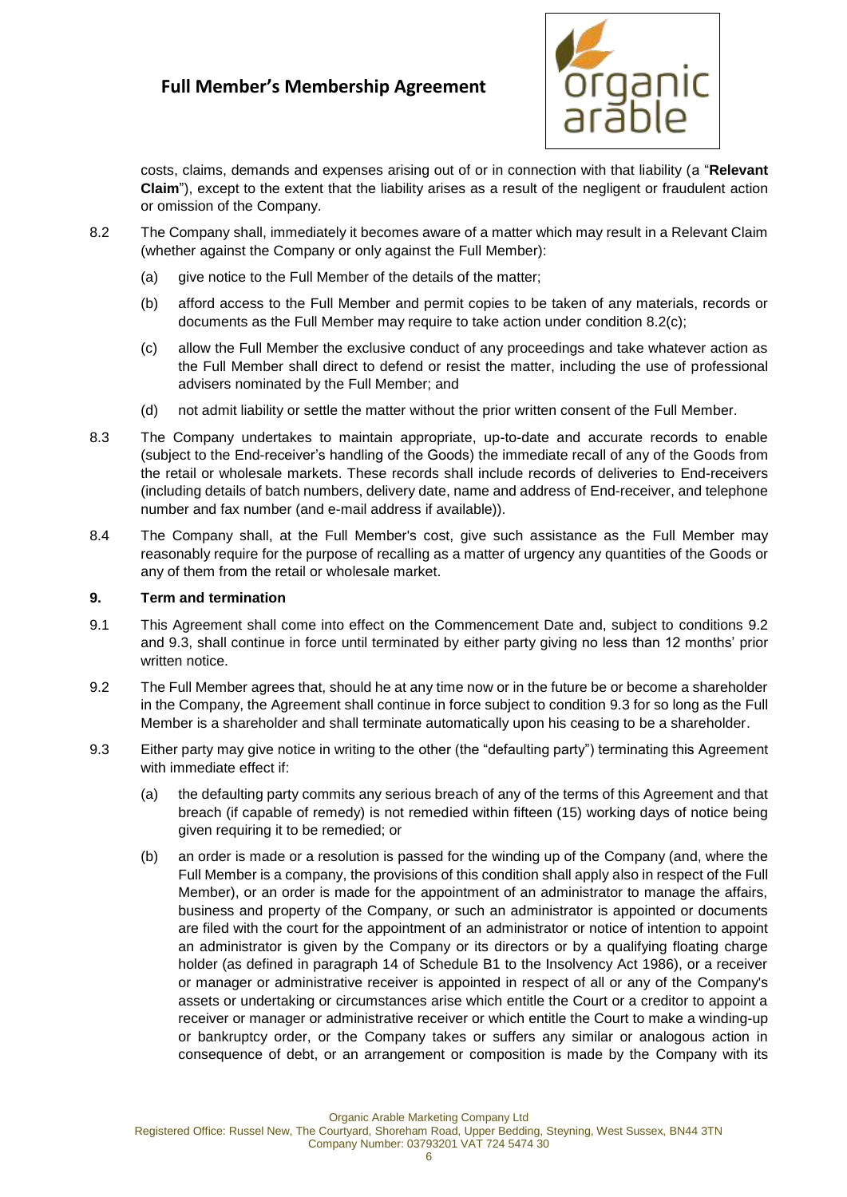costs, claims, demands and expenses arising out of or in connection with that liability (a "**Relevant Claim**"), except to the extent that the liability arises as a result of the negligent or fraudulent action or omission of the Company.

8.2 The Company shall, immediately it becomes aware of a matter which may result in a Relevant Claim (whether against the Company or only against the Full Member):

(a) give notice to the Full Member of the details of the matter;

(b) afford access to the Full Member and permit copies to be taken of any materials, records or documents as the Full Member may require to take action under condition 8.2(c);

(c) allow the Full Member the exclusive conduct of any proceedings and take whatever action as the Full Member shall direct to defend or resist the matter, including the use of professional advisers nominated by the Full Member; and

(d) not admit liability or settle the matter without the prior written consent of the Full Member.

8.3 The Company undertakes to maintain appropriate, up-to-date and accurate records to enable (subject to the End-receiver's handling of the Goods) the immediate recall of any of the Goods from the retail or wholesale markets. These records shall include records of deliveries to End-receivers (including details of batch numbers, delivery date, name and address of End-receiver, and telephone number and fax number (and e-mail address if available)).

8.4 The Company shall, at the Full Member's cost, give such assistance as the Full Member may reasonably require for the purpose of recalling as a matter of urgency any quantities of the Goods or any of them from the retail or wholesale market.

**9. Term and termination**

9.1 This Agreement shall come into effect on the Commencement Date and, subject to conditions 9.2 and 9.3, shall continue in force until terminated by either party giving no less than 12 months' prior written notice.

9.2 The Full Member agrees that, should he at any time now or in the future be or become a shareholder in the Company, the Agreement shall continue in force subject to condition 9.3 for so long as the Full Member is a shareholder and shall terminate automatically upon his ceasing to be a shareholder.

9.3 Either party may give notice in writing to the other (the "defaulting party") terminating this Agreement with immediate effect if:

(a) the defaulting party commits any serious breach of any of the terms of this Agreement and that breach (if capable of remedy) is not remedied within fifteen (15) working days of notice being given requiring it to be remedied; or

(b) an order is made or a resolution is passed for the winding up of the Company (and, where the Full Member is a company, the provisions of this condition shall apply also in respect of the Full Member), or an order is made for the appointment of an administrator to manage the affairs, business and property of the Company, or such an administrator is appointed or documents are filed with the court for the appointment of an administrator or notice of intention to appoint an administrator is given by the Company or its directors or by a qualifying floating charge holder (as defined in paragraph 14 of Schedule B1 to the Insolvency Act 1986), or a receiver or manager or administrative receiver is appointed in respect of all or any of the Company's assets or undertaking or circumstances arise which entitle the Court or a creditor to appoint a receiver or manager or administrative receiver or which entitle the Court to make a winding-up or bankruptcy order, or the Company takes or suffers any similar or analogous action in consequence of debt, or an arrangement or composition is made by the Company with its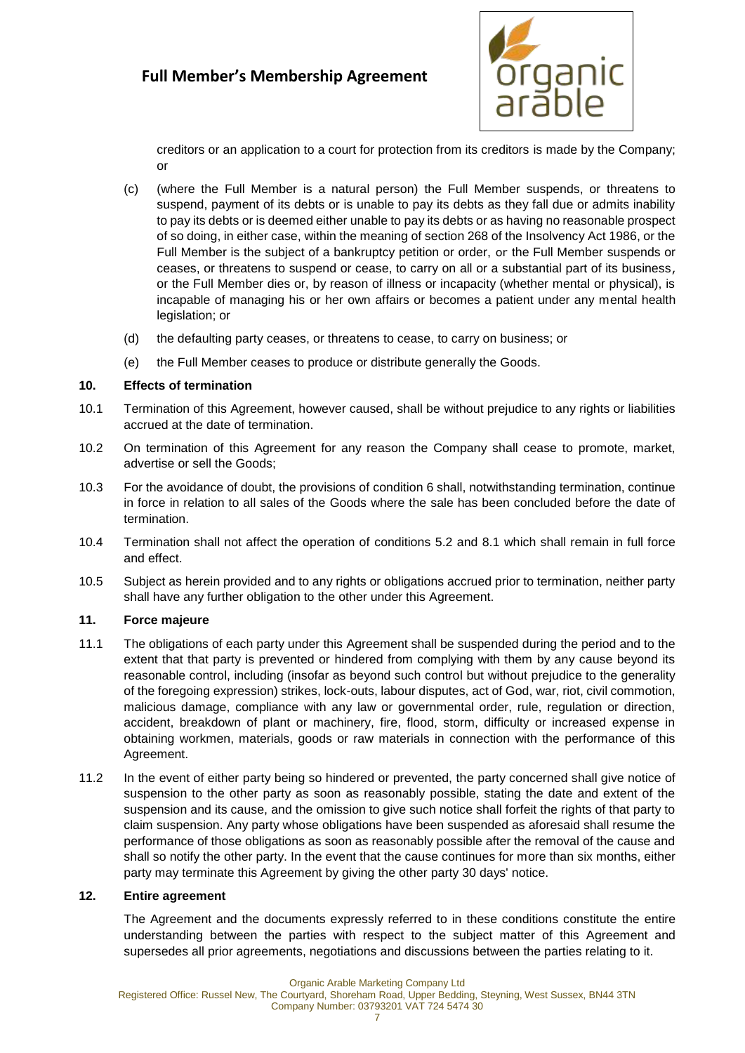creditors or an application to a court for protection from its creditors is made by the Company; or

(c) (where the Full Member is a natural person) the Full Member suspends, or threatens to suspend, payment of its debts or is unable to pay its debts as they fall due or admits inability to pay its debts or is deemed either unable to pay its debts or as having no reasonable prospect of so doing, in either case, within the meaning of section 268 of the Insolvency Act 1986, or the Full Member is the subject of a bankruptcy petition or order, or the Full Member suspends or ceases, or threatens to suspend or cease, to carry on all or a substantial part of its business, or the Full Member dies or, by reason of illness or incapacity (whether mental or physical), is incapable of managing his or her own affairs or becomes a patient under any mental health legislation; or

(d) the defaulting party ceases, or threatens to cease, to carry on business; or

(e) the Full Member ceases to produce or distribute generally the Goods.

**10. Effects of termination**

10.1 Termination of this Agreement, however caused, shall be without prejudice to any rights or liabilities accrued at the date of termination.

10.2 On termination of this Agreement for any reason the Company shall cease to promote, market, advertise or sell the Goods;

10.3 For the avoidance of doubt, the provisions of condition 6 shall, notwithstanding termination, continue in force in relation to all sales of the Goods where the sale has been concluded before the date of termination.

10.4 Termination shall not affect the operation of conditions 5.2 and 8.1 which shall remain in full force and effect.

10.5 Subject as herein provided and to any rights or obligations accrued prior to termination, neither party shall have any further obligation to the other under this Agreement.

**11. Force majeure**

11.1 The obligations of each party under this Agreement shall be suspended during the period and to the extent that that party is prevented or hindered from complying with them by any cause beyond its reasonable control, including (insofar as beyond such control but without prejudice to the generality of the foregoing expression) strikes, lock-outs, labour disputes, act of God, war, riot, civil commotion, malicious damage, compliance with any law or governmental order, rule, regulation or direction, accident, breakdown of plant or machinery, fire, flood, storm, difficulty or increased expense in obtaining workmen, materials, goods or raw materials in connection with the performance of this Agreement.

11.2 In the event of either party being so hindered or prevented, the party concerned shall give notice of suspension to the other party as soon as reasonably possible, stating the date and extent of the suspension and its cause, and the omission to give such notice shall forfeit the rights of that party to claim suspension. Any party whose obligations have been suspended as aforesaid shall resume the performance of those obligations as soon as reasonably possible after the removal of the cause and shall so notify the other party. In the event that the cause continues for more than six months, either party may terminate this Agreement by giving the other party 30 days' notice.

**12. Entire agreement**

The Agreement and the documents expressly referred to in these conditions constitute the entire understanding between the parties with respect to the subject matter of this Agreement and supersedes all prior agreements, negotiations and discussions between the parties relating to it.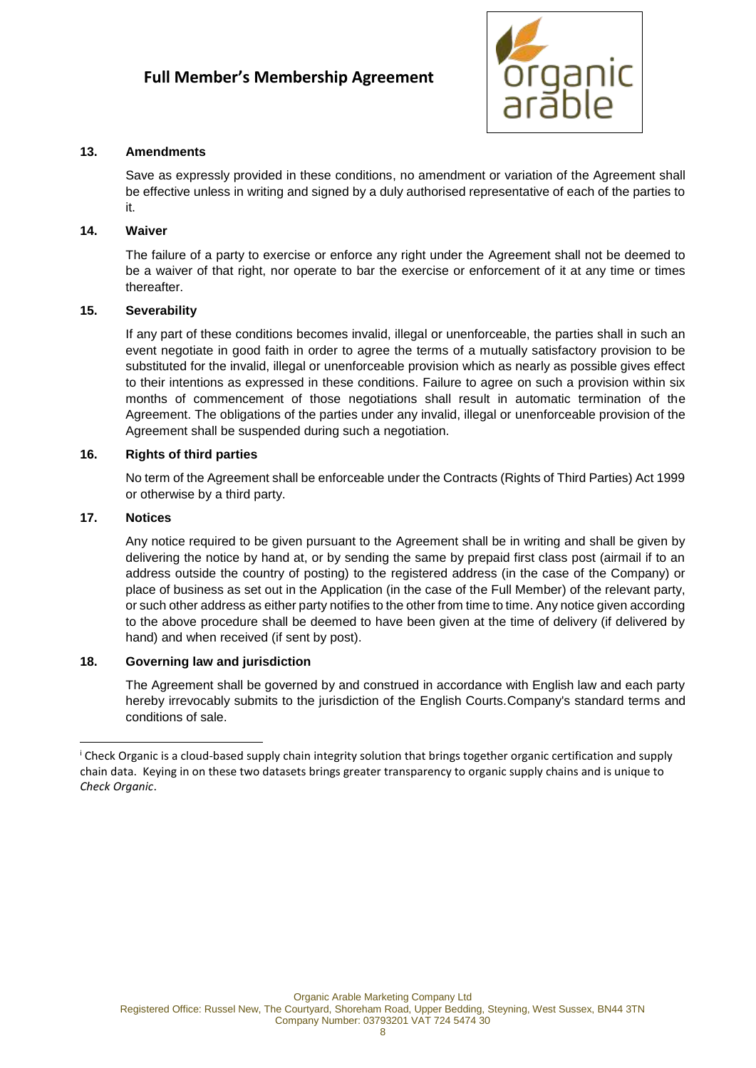**13. Amendments**

Save as expressly provided in these conditions, no amendment or variation of the Agreement shall be effective unless in writing and signed by a duly authorised representative of each of the parties to it.

**14. Waiver**

The failure of a party to exercise or enforce any right under the Agreement shall not be deemed to be a waiver of that right, nor operate to bar the exercise or enforcement of it at any time or times thereafter.

**15. Severability**

If any part of these conditions becomes invalid, illegal or unenforceable, the parties shall in such an event negotiate in good faith in order to agree the terms of a mutually satisfactory provision to be substituted for the invalid, illegal or unenforceable provision which as nearly as possible gives effect to their intentions as expressed in these conditions. Failure to agree on such a provision within six months of commencement of those negotiations shall result in automatic termination of the Agreement. The obligations of the parties under any invalid, illegal or unenforceable provision of the Agreement shall be suspended during such a negotiation.

**16. Rights of third parties**

No term of the Agreement shall be enforceable under the Contracts (Rights of Third Parties) Act 1999 or otherwise by a third party.

**17. Notices**

Any notice required to be given pursuant to the Agreement shall be in writing and shall be given by delivering the notice by hand at, or by sending the same by prepaid first class post (airmail if to an address outside the country of posting) to the registered address (in the case of the Company) or place of business as set out in the Application (in the case of the Full Member) of the relevant party, or such other address as either party notifies to the other from time to time. Any notice given according to the above procedure shall be deemed to have been given at the time of delivery (if delivered by hand) and when received (if sent by post).

**18. Governing law and jurisdiction**

The Agreement shall be governed by and construed in accordance with English law and each party hereby irrevocably submits to the jurisdiction of the English Courts.Company's standard terms and conditions of sale.

---

[i] Check Organic is a cloud-based supply chain integrity solution that brings together organic certification and supply chain data. Keying in on these two datasets brings greater transparency to organic supply chains and is unique to *Check Organic*.